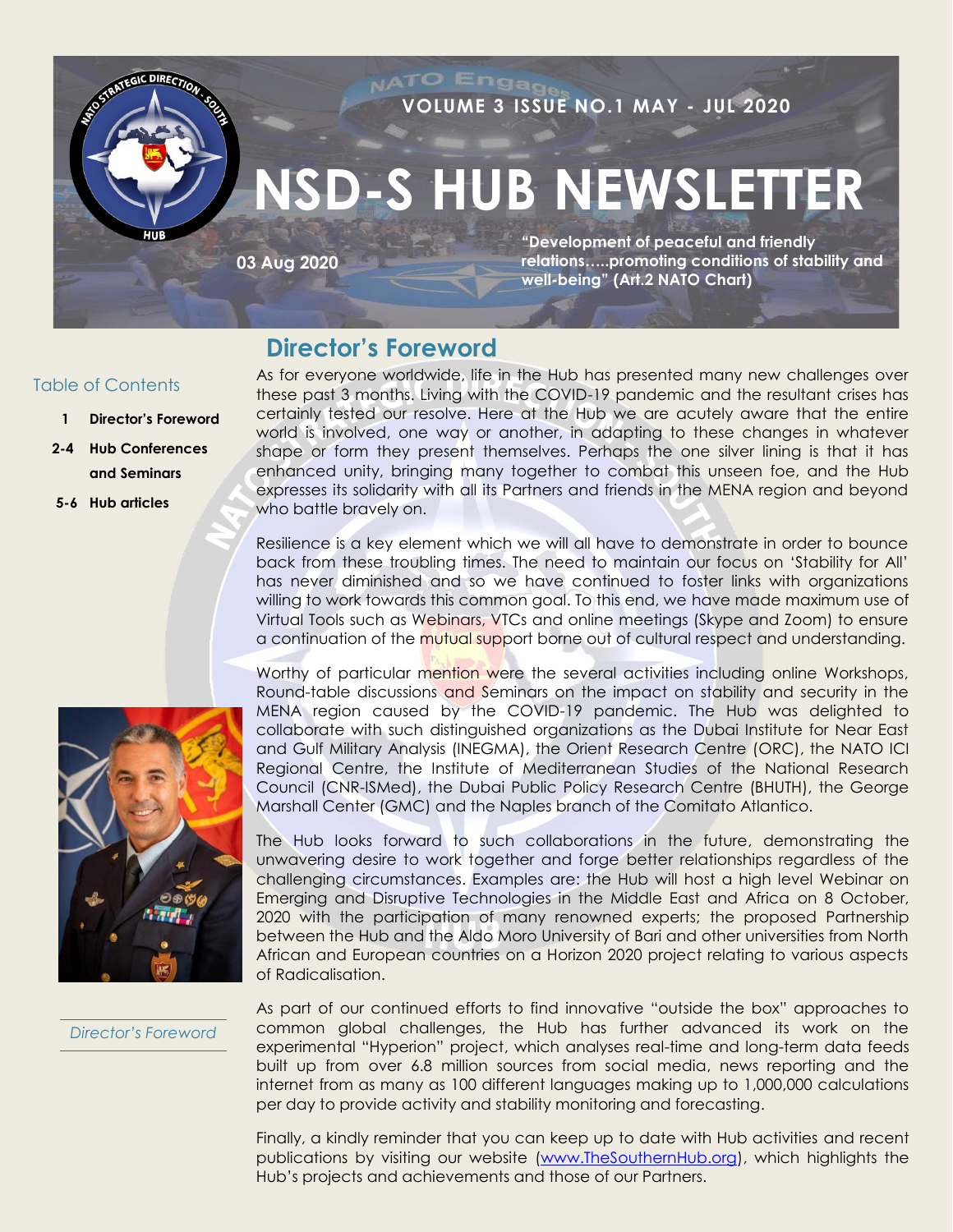# NSD-S HUB NEWSLETTER

**VOLUME 3 ISSUE NO.1 MAY - JUL 2020**

**03 Aug 2020**

**"Development of peaceful and friendly relations…..promoting conditions of stability and well-being" (Art.2 NATO Chart)**

Table of Contents

- **1 Director's Foreword**
- **2-4 Hub Conferences and Seminars**
- **5-6 Hub articles**

## Director's Foreword

As for everyone worldwide, life in the Hub has presented many new challenges over these past 3 months. Living with the COVID-19 pandemic and the resultant crises has certainly tested our resolve. Here at the Hub we are acutely aware that the entire world is involved, one way or another, in adapting to these changes in whatever shape or form they present themselves. Perhaps the one silver lining is that it has enhanced unity, bringing many together to combat this unseen foe, and the Hub expresses its solidarity with all its Partners and friends in the MENA region and beyond who battle bravely on.

Resilience is a key element which we will all have to demonstrate in order to bounce back from these troubling times. The need to maintain our focus on 'Stability for All' has never diminished and so we have continued to foster links with organizations willing to work towards this common goal. To this end, we have made maximum use of Virtual Tools such as Webinars, VTCs and online meetings (Skype and Zoom) to ensure a continuation of the mutual support borne out of cultural respect and understanding.

Worthy of particular mention were the several activities including online Workshops, Round-table discussions and Seminars on the impact on stability and security in the MENA region caused by the COVID-19 pandemic. The Hub was delighted to collaborate with such distinguished organizations as the Dubai Institute for Near East and Gulf Military Analysis (INEGMA), the Orient Research Centre (ORC), the NATO ICI Regional Centre, the Institute of Mediterranean Studies of the National Research Council (CNR-ISMed), the Dubai Public Policy Research Centre (BHUTH), the George Marshall Center (GMC) and the Naples branch of the Comitato Atlantico.

The Hub looks forward to such collaborations in the future, demonstrating the unwavering desire to work together and forge better relationships regardless of the challenging circumstances. Examples are: the Hub will host a high level Webinar on Emerging and Disruptive Technologies in the Middle East and Africa on 8 October, 2020 with the participation of many renowned experts; the proposed Partnership between the Hub and the Aldo Moro University of Bari and other universities from North African and European countries on a Horizon 2020 project relating to various aspects of Radicalisation.

*Director's Foreword*

As part of our continued efforts to find innovative "outside the box" approaches to common global challenges, the Hub has further advanced its work on the experimental "Hyperion" project, which analyses real-time and long-term data feeds built up from over 6.8 million sources from social media, news reporting and the internet from as many as 100 different languages making up to 1,000,000 calculations per day to provide activity and stability monitoring and forecasting.

Finally, a kindly reminder that you can keep up to date with Hub activities and recent publications by visiting our website (www.TheSouthernHub.org), which highlights the Hub's projects and achievements and those of our Partners.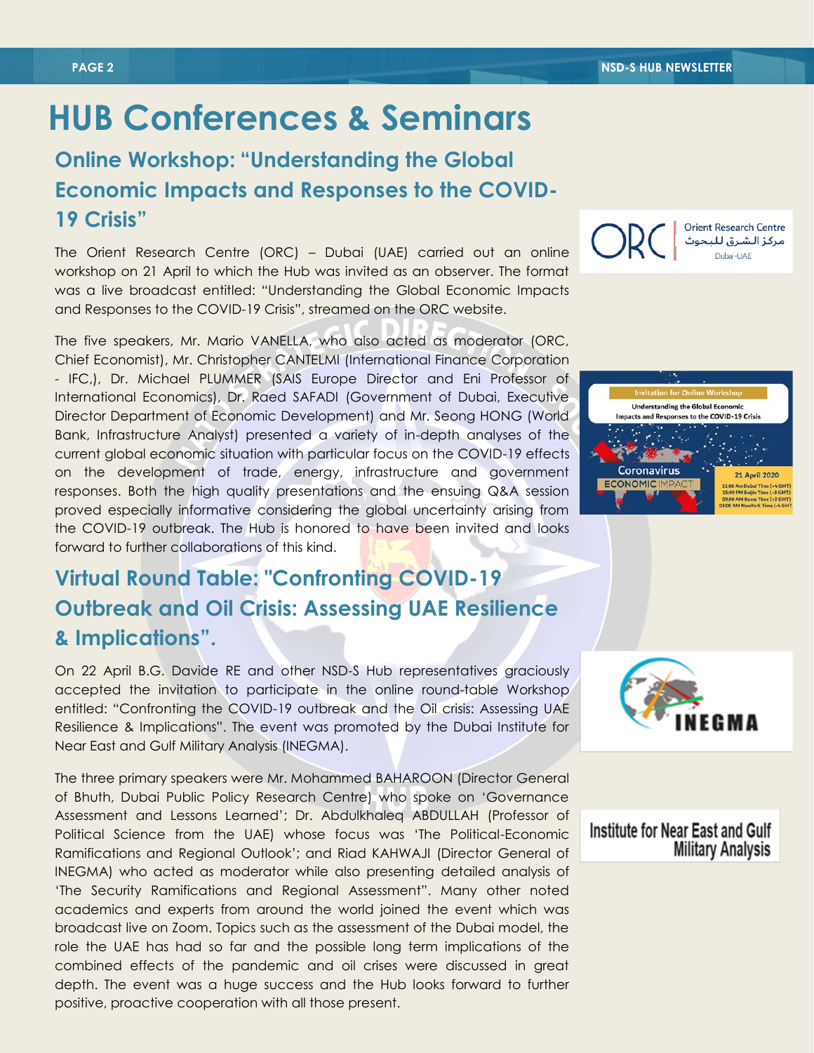# HUB Conferences & Seminars

## Online Workshop: "Understanding the Global Economic Impacts and Responses to the COVID-19 Crisis"

The Orient Research Centre (ORC) – Dubai (UAE) carried out an online workshop on 21 April to which the Hub was invited as an observer. The format was a live broadcast entitled: "Understanding the Global Economic Impacts and Responses to the COVID-19 Crisis", streamed on the ORC website.

The five speakers, Mr. Mario VANELLA, who also acted as moderator (ORC, Chief Economist), Mr. Christopher CANTELMI (International Finance Corporation - IFC,), Dr. Michael PLUMMER (SAIS Europe Director and Eni Professor of International Economics), Dr. Raed SAFADI (Government of Dubai, Executive Director Department of Economic Development) and Mr. Seong HONG (World Bank, Infrastructure Analyst) presented a variety of in-depth analyses of the current global economic situation with particular focus on the COVID-19 effects on the development of trade, energy, infrastructure and government responses. Both the high quality presentations and the ensuing Q&A session proved especially informative considering the global uncertainty arising from the COVID-19 outbreak. The Hub is honored to have been invited and looks forward to further collaborations of this kind.

## Virtual Round Table: "Confronting COVID-19 Outbreak and Oil Crisis: Assessing UAE Resilience & Implications".

On 22 April B.G. Davide RE and other NSD-S Hub representatives graciously accepted the invitation to participate in the online round-table Workshop entitled: "Confronting the COVID-19 outbreak and the Oil crisis: Assessing UAE Resilience & Implications". The event was promoted by the Dubai Institute for Near East and Gulf Military Analysis (INEGMA).

The three primary speakers were Mr. Mohammed BAHAROON (Director General of Bhuth, Dubai Public Policy Research Centre) who spoke on 'Governance Assessment and Lessons Learned'; Dr. Abdulkhaleq ABDULLAH (Professor of Political Science from the UAE) whose focus was 'The Political-Economic Ramifications and Regional Outlook'; and Riad KAHWAJI (Director General of INEGMA) who acted as moderator while also presenting detailed analysis of 'The Security Ramifications and Regional Assessment". Many other noted academics and experts from around the world joined the event which was broadcast live on Zoom. Topics such as the assessment of the Dubai model, the role the UAE has had so far and the possible long term implications of the combined effects of the pandemic and oil crises were discussed in great depth. The event was a huge success and the Hub looks forward to further positive, proactive cooperation with all those present.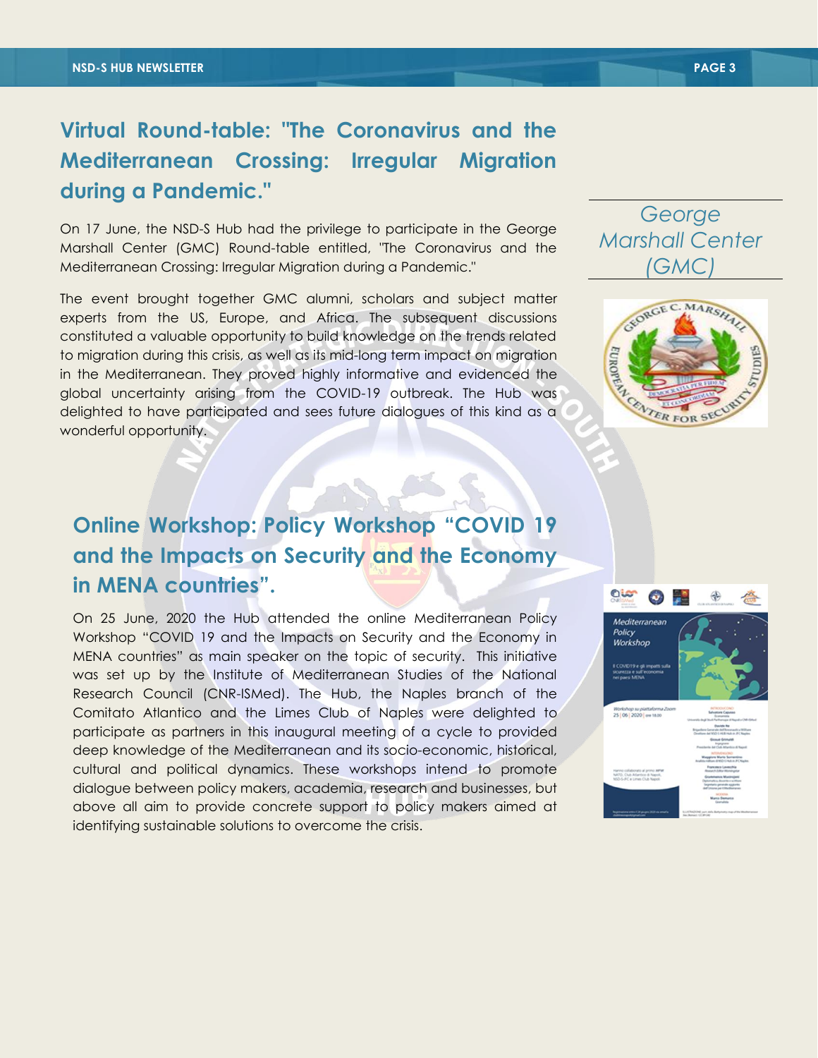## Virtual Round-table: "The Coronavirus and the Mediterranean Crossing: Irregular Migration during a Pandemic."

On 17 June, the NSD-S Hub had the privilege to participate in the George Marshall Center (GMC) Round-table entitled, "The Coronavirus and the Mediterranean Crossing: Irregular Migration during a Pandemic."

The event brought together GMC alumni, scholars and subject matter experts from the US, Europe, and Africa. The subsequent discussions constituted a valuable opportunity to build knowledge on the trends related to migration during this crisis, as well as its mid-long term impact on migration in the Mediterranean. They proved highly informative and evidenced the global uncertainty arising from the COVID-19 outbreak. The Hub was delighted to have participated and sees future dialogues of this kind as a wonderful opportunity.

*George Marshall Center (GMC)*

## Online Workshop: Policy Workshop "COVID 19 and the Impacts on Security and the Economy in MENA countries".

On 25 June, 2020 the Hub attended the online Mediterranean Policy Workshop "COVID 19 and the Impacts on Security and the Economy in MENA countries" as main speaker on the topic of security. This initiative was set up by the Institute of Mediterranean Studies of the National Research Council (CNR-ISMed). The Hub, the Naples branch of the Comitato Atlantico and the Limes Club of Naples were delighted to participate as partners in this inaugural meeting of a cycle to provided deep knowledge of the Mediterranean and its socio-economic, historical, cultural and political dynamics. These workshops intend to promote dialogue between policy makers, academia, research and businesses, but above all aim to provide concrete support to policy makers aimed at identifying sustainable solutions to overcome the crisis.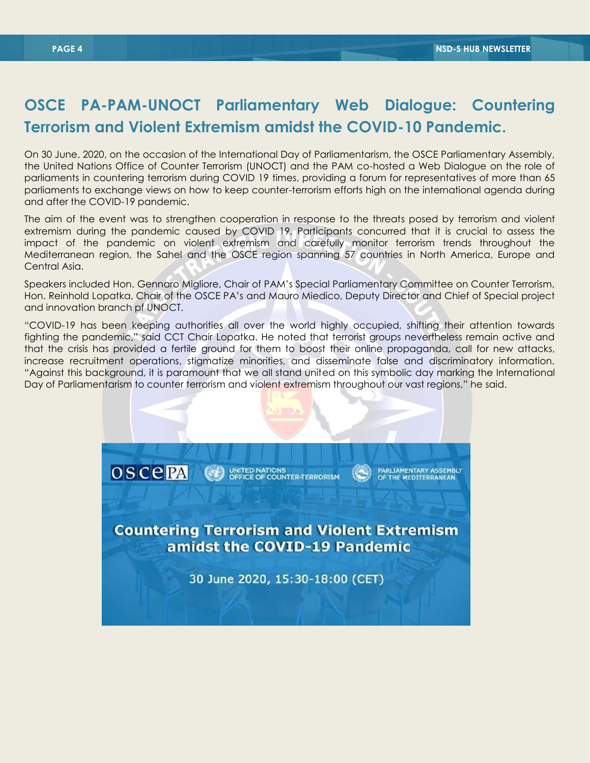# OSCE PA-PAM-UNOCT Parliamentary Web Dialogue: Countering Terrorism and Violent Extremism amidst the COVID-10 Pandemic.

On 30 June, 2020, on the occasion of the International Day of Parliamentarism, the OSCE Parliamentary Assembly, the United Nations Office of Counter Terrorism (UNOCT) and the PAM co-hosted a Web Dialogue on the role of parliaments in countering terrorism during COVID 19 times, providing a forum for representatives of more than 65 parliaments to exchange views on how to keep counter-terrorism efforts high on the international agenda during and after the COVID-19 pandemic.

The aim of the event was to strengthen cooperation in response to the threats posed by terrorism and violent extremism during the pandemic caused by COVID 19. Participants concurred that it is crucial to assess the impact of the pandemic on violent extremism and carefully monitor terrorism trends throughout the Mediterranean region, the Sahel and the OSCE region spanning 57 countries in North America, Europe and Central Asia.

Speakers included Hon. Gennaro Migliore, Chair of PAM's Special Parliamentary Committee on Counter Terrorism, Hon. Reinhold Lopatka, Chair of the OSCE PA's and Mauro Miedico, Deputy Director and Chief of Special project and innovation branch pf UNOCT.

"COVID-19 has been keeping authorities all over the world highly occupied, shifting their attention towards fighting the pandemic," said CCT Chair Lopatka. He noted that terrorist groups nevertheless remain active and that the crisis has provided a fertile ground for them to boost their online propaganda, call for new attacks, increase recruitment operations, stigmatize minorities, and disseminate false and discriminatory information. "Against this background, it is paramount that we all stand united on this symbolic day marking the International Day of Parliamentarism to counter terrorism and violent extremism throughout our vast regions," he said.

OSCE PA | UNITED NATIONS OFFICE OF COUNTER-TERRORISM | PARLIAMENTARY ASSEMBLY OF THE MEDITERRANEAN

**Countering Terrorism and Violent Extremism amidst the COVID-19 Pandemic**

30 June 2020, 15:30-18:00 (CET)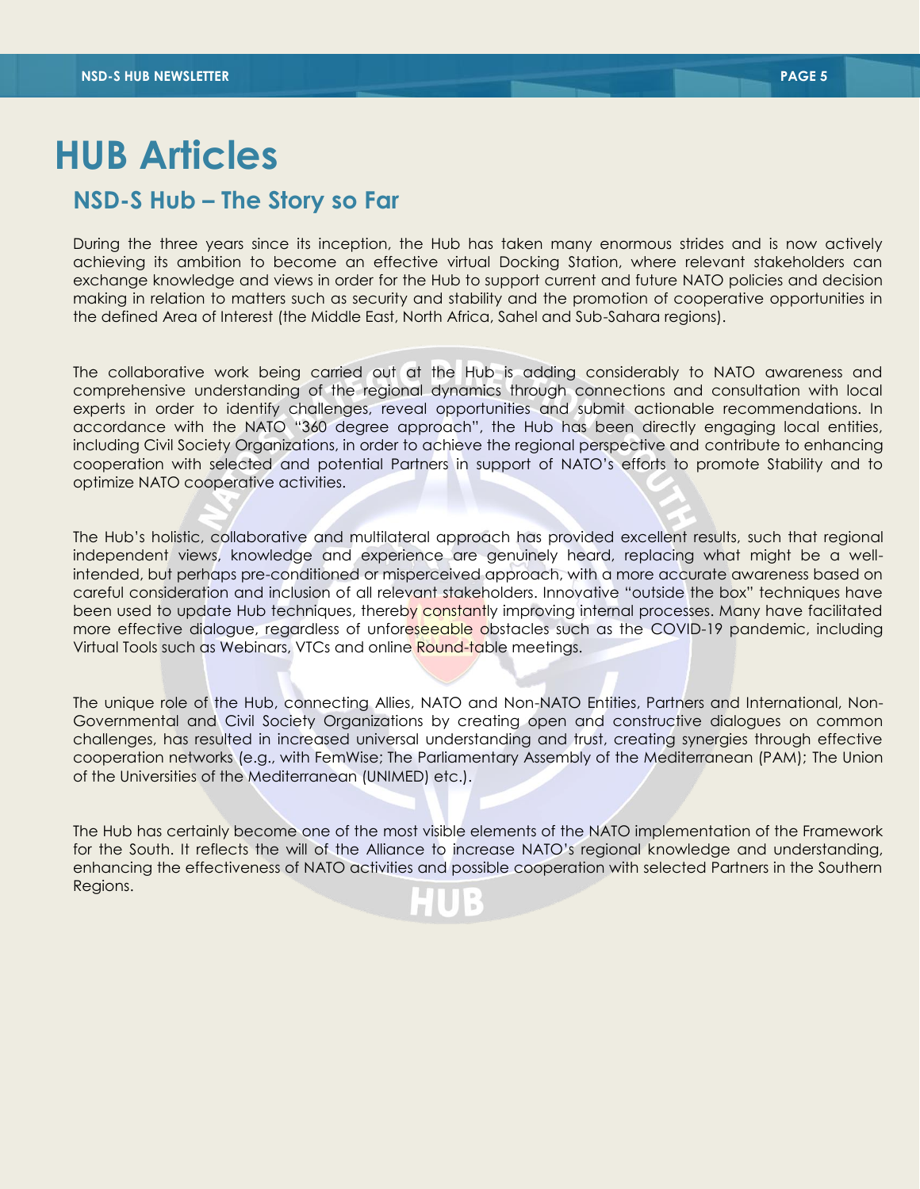# HUB Articles

## NSD-S Hub – The Story so Far

During the three years since its inception, the Hub has taken many enormous strides and is now actively achieving its ambition to become an effective virtual Docking Station, where relevant stakeholders can exchange knowledge and views in order for the Hub to support current and future NATO policies and decision making in relation to matters such as security and stability and the promotion of cooperative opportunities in the defined Area of Interest (the Middle East, North Africa, Sahel and Sub-Sahara regions).

The collaborative work being carried out at the Hub is adding considerably to NATO awareness and comprehensive understanding of the regional dynamics through connections and consultation with local experts in order to identify challenges, reveal opportunities and submit actionable recommendations. In accordance with the NATO "360 degree approach", the Hub has been directly engaging local entities, including Civil Society Organizations, in order to achieve the regional perspective and contribute to enhancing cooperation with selected and potential Partners in support of NATO's efforts to promote Stability and to optimize NATO cooperative activities.

The Hub's holistic, collaborative and multilateral approach has provided excellent results, such that regional independent views, knowledge and experience are genuinely heard, replacing what might be a well-intended, but perhaps pre-conditioned or misperceived approach, with a more accurate awareness based on careful consideration and inclusion of all relevant stakeholders. Innovative "outside the box" techniques have been used to update Hub techniques, thereby constantly improving internal processes. Many have facilitated more effective dialogue, regardless of unforeseeable obstacles such as the COVID-19 pandemic, including Virtual Tools such as Webinars, VTCs and online Round-table meetings.

The unique role of the Hub, connecting Allies, NATO and Non-NATO Entities, Partners and International, Non-Governmental and Civil Society Organizations by creating open and constructive dialogues on common challenges, has resulted in increased universal understanding and trust, creating synergies through effective cooperation networks (e.g., with FemWise; The Parliamentary Assembly of the Mediterranean (PAM); The Union of the Universities of the Mediterranean (UNIMED) etc.).

The Hub has certainly become one of the most visible elements of the NATO implementation of the Framework for the South. It reflects the will of the Alliance to increase NATO's regional knowledge and understanding, enhancing the effectiveness of NATO activities and possible cooperation with selected Partners in the Southern Regions.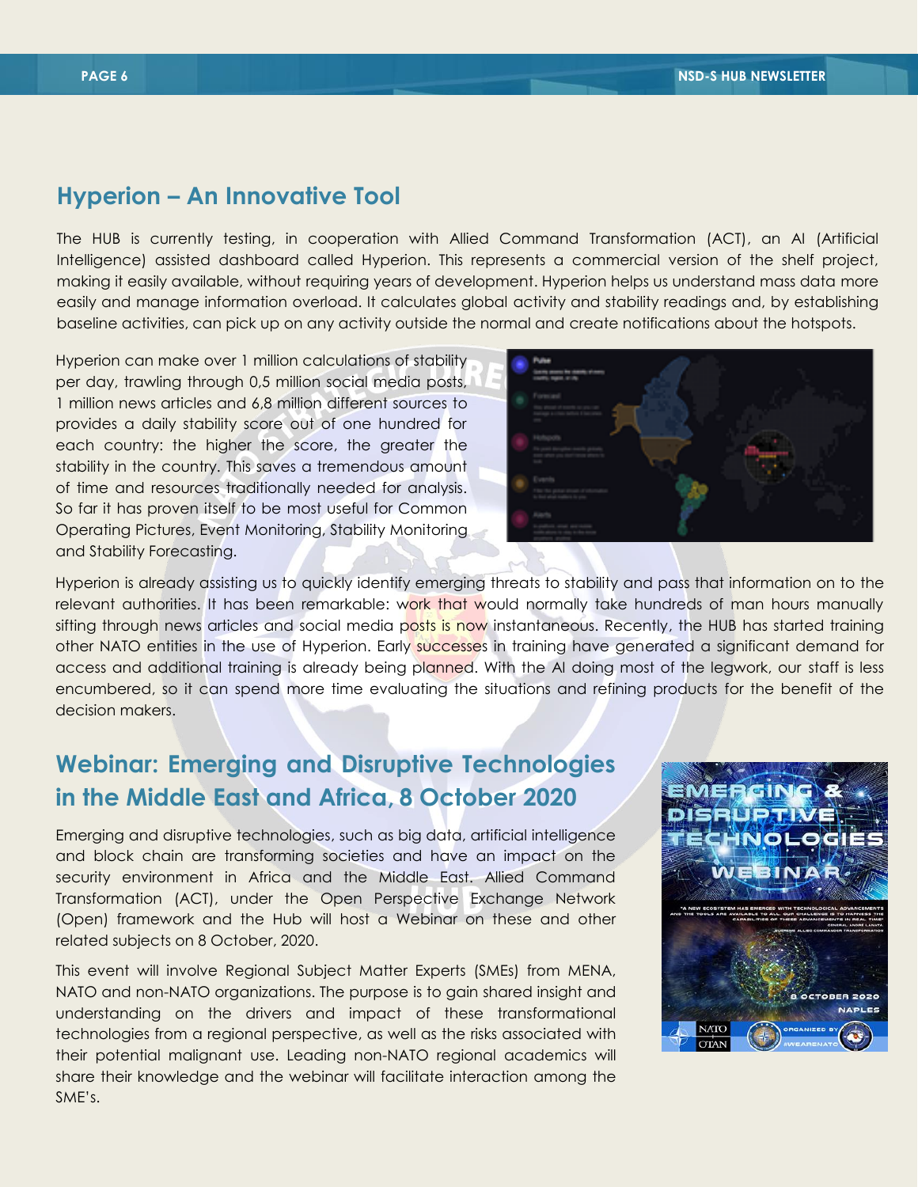## Hyperion – An Innovative Tool

The HUB is currently testing, in cooperation with Allied Command Transformation (ACT), an AI (Artificial Intelligence) assisted dashboard called Hyperion. This represents a commercial version of the shelf project, making it easily available, without requiring years of development. Hyperion helps us understand mass data more easily and manage information overload. It calculates global activity and stability readings and, by establishing baseline activities, can pick up on any activity outside the normal and create notifications about the hotspots.

Hyperion can make over 1 million calculations of stability per day, trawling through 0,5 million social media posts, 1 million news articles and 6,8 million different sources to provides a daily stability score out of one hundred for each country: the higher the score, the greater the stability in the country. This saves a tremendous amount of time and resources traditionally needed for analysis. So far it has proven itself to be most useful for Common Operating Pictures, Event Monitoring, Stability Monitoring and Stability Forecasting.

Hyperion is already assisting us to quickly identify emerging threats to stability and pass that information on to the relevant authorities. It has been remarkable: work that would normally take hundreds of man hours manually sifting through news articles and social media posts is now instantaneous. Recently, the HUB has started training other NATO entities in the use of Hyperion. Early successes in training have generated a significant demand for access and additional training is already being planned. With the AI doing most of the legwork, our staff is less encumbered, so it can spend more time evaluating the situations and refining products for the benefit of the decision makers.

## Webinar: Emerging and Disruptive Technologies in the Middle East and Africa, 8 October 2020

Emerging and disruptive technologies, such as big data, artificial intelligence and block chain are transforming societies and have an impact on the security environment in Africa and the Middle East. Allied Command Transformation (ACT), under the Open Perspective Exchange Network (Open) framework and the Hub will host a Webinar on these and other related subjects on 8 October, 2020.

This event will involve Regional Subject Matter Experts (SMEs) from MENA, NATO and non-NATO organizations. The purpose is to gain shared insight and understanding on the drivers and impact of these transformational technologies from a regional perspective, as well as the risks associated with their potential malignant use. Leading non-NATO regional academics will share their knowledge and the webinar will facilitate interaction among the SME's.